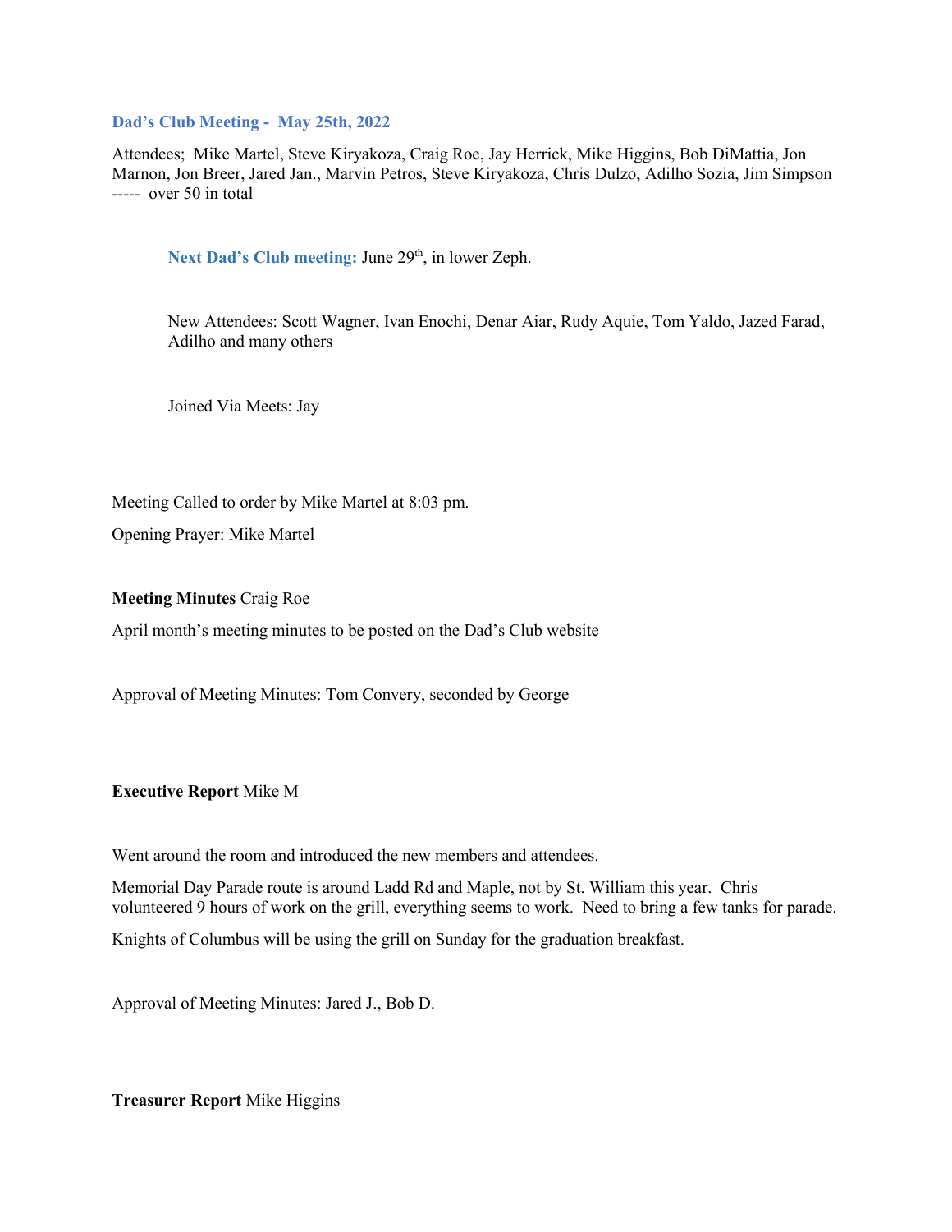## Dad's Club Meeting - May 25th, 2022

Attendees; Mike Martel, Steve Kiryakoza, Craig Roe, Jay Herrick, Mike Higgins, Bob DiMattia, Jon Marnon, Jon Breer, Jared Jan., Marvin Petros, Steve Kiryakoza, Chris Dulzo, Adilho Sozia, Jim Simpson ----- over 50 in total

> **Next Dad's Club meeting:** June 29th, in lower Zeph.
>
> New Attendees: Scott Wagner, Ivan Enochi, Denar Aiar, Rudy Aquie, Tom Yaldo, Jazed Farad, Adilho and many others
>
> Joined Via Meets: Jay

Meeting Called to order by Mike Martel at 8:03 pm.

Opening Prayer: Mike Martel

**Meeting Minutes** Craig Roe

April month's meeting minutes to be posted on the Dad's Club website

Approval of Meeting Minutes: Tom Convery, seconded by George

**Executive Report** Mike M

Went around the room and introduced the new members and attendees.

Memorial Day Parade route is around Ladd Rd and Maple, not by St. William this year. Chris volunteered 9 hours of work on the grill, everything seems to work. Need to bring a few tanks for parade.

Knights of Columbus will be using the grill on Sunday for the graduation breakfast.

Approval of Meeting Minutes: Jared J., Bob D.

**Treasurer Report** Mike Higgins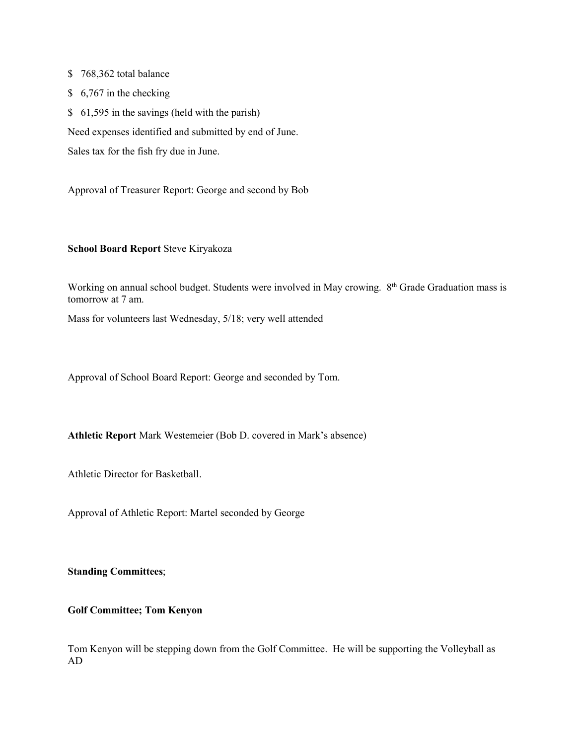$ 768,362 total balance

$ 6,767 in the checking

$ 61,595 in the savings (held with the parish)

Need expenses identified and submitted by end of June.

Sales tax for the fish fry due in June.

Approval of Treasurer Report: George and second by Bob

**School Board Report** Steve Kiryakoza

Working on annual school budget. Students were involved in May crowing. 8th Grade Graduation mass is tomorrow at 7 am.

Mass for volunteers last Wednesday, 5/18; very well attended

Approval of School Board Report: George and seconded by Tom.

**Athletic Report** Mark Westemeier (Bob D. covered in Mark's absence)

Athletic Director for Basketball.

Approval of Athletic Report: Martel seconded by George

**Standing Committees**;

**Golf Committee; Tom Kenyon**

Tom Kenyon will be stepping down from the Golf Committee. He will be supporting the Volleyball as AD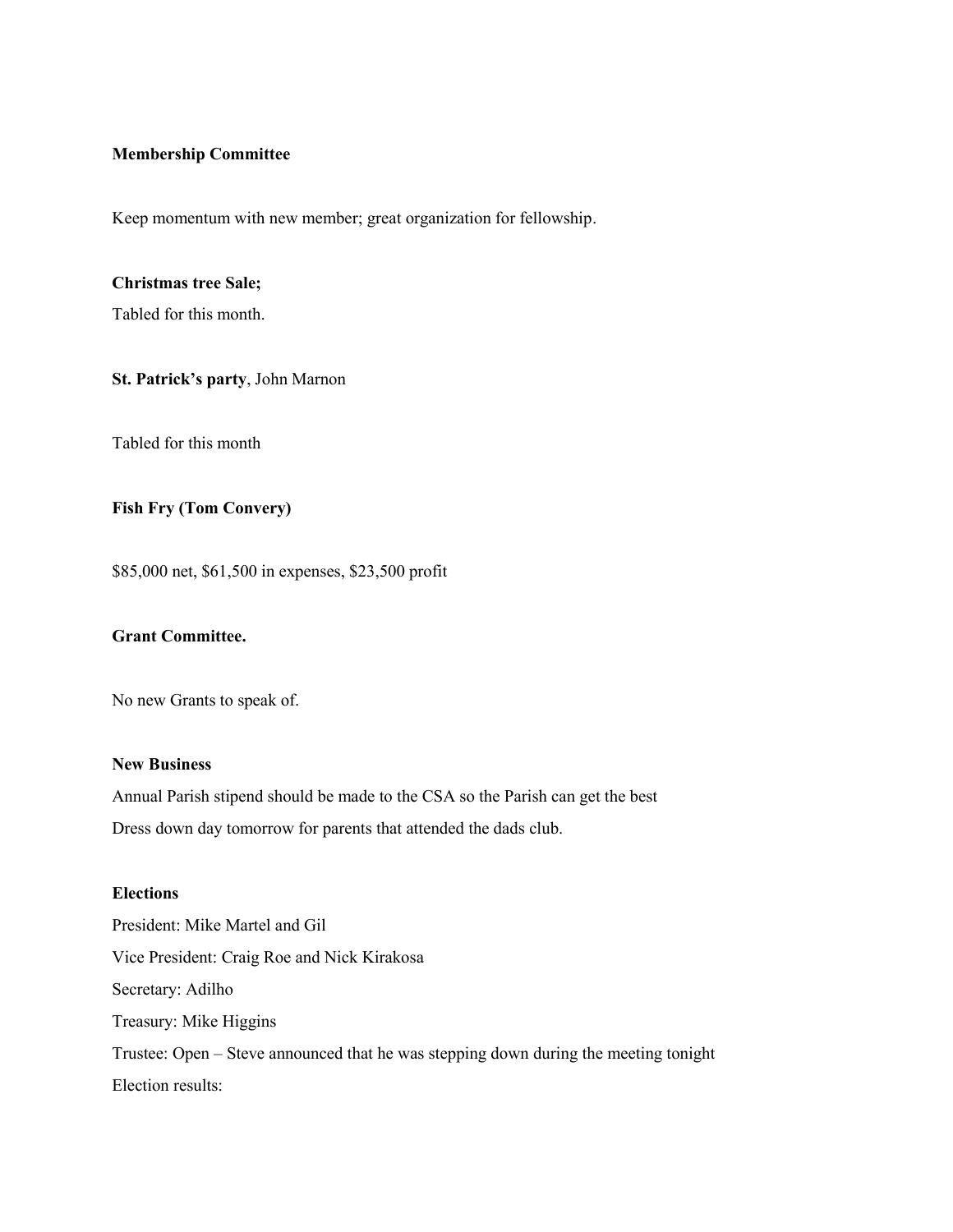**Membership Committee**

Keep momentum with new member; great organization for fellowship.

**Christmas tree Sale;**

Tabled for this month.

**St. Patrick's party**, John Marnon

Tabled for this month

**Fish Fry (Tom Convery)**

$85,000 net, $61,500 in expenses, $23,500 profit

**Grant Committee.**

No new Grants to speak of.

**New Business**

Annual Parish stipend should be made to the CSA so the Parish can get the best

Dress down day tomorrow for parents that attended the dads club.

**Elections**

President: Mike Martel and Gil

Vice President: Craig Roe and Nick Kirakosa

Secretary: Adilho

Treasury: Mike Higgins

Trustee: Open – Steve announced that he was stepping down during the meeting tonight

Election results: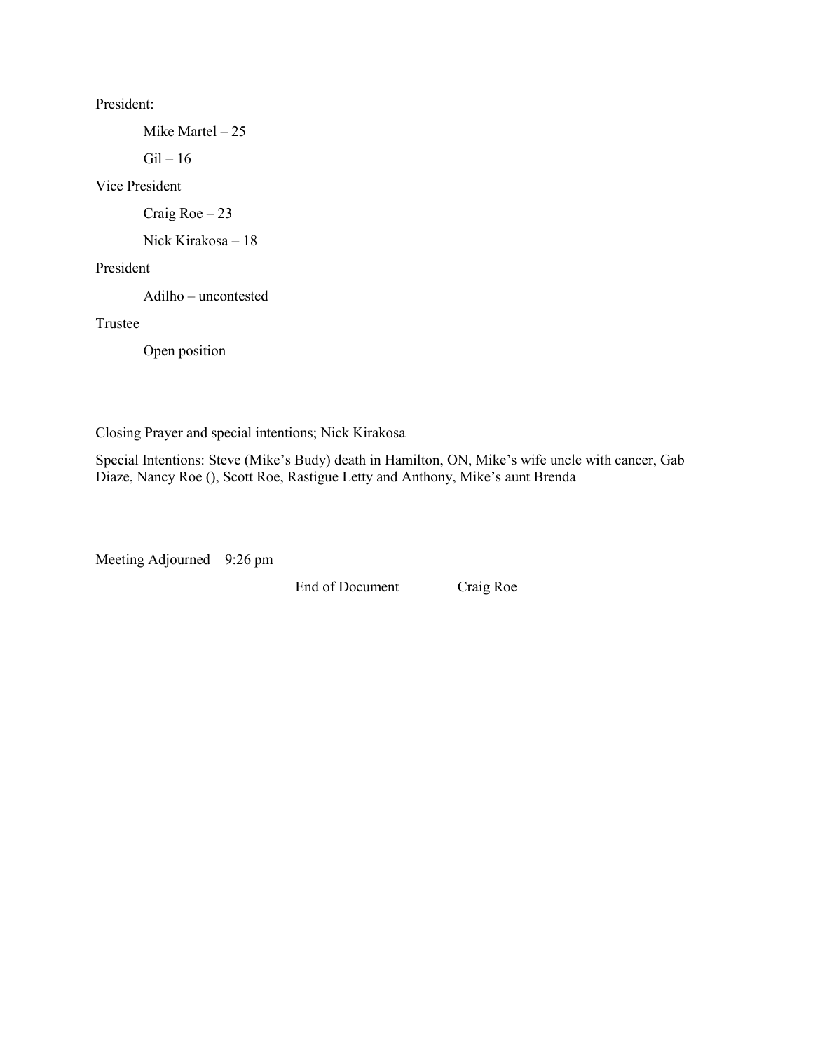President:

Mike Martel – 25

Gil – 16

Vice President

Craig Roe – 23

Nick Kirakosa – 18

President

Adilho – uncontested

Trustee

Open position

Closing Prayer and special intentions; Nick Kirakosa

Special Intentions: Steve (Mike's Budy) death in Hamilton, ON, Mike's wife uncle with cancer, Gab Diaze, Nancy Roe (), Scott Roe, Rastigue Letty and Anthony, Mike's aunt Brenda

Meeting Adjourned 9:26 pm

End of Document Craig Roe